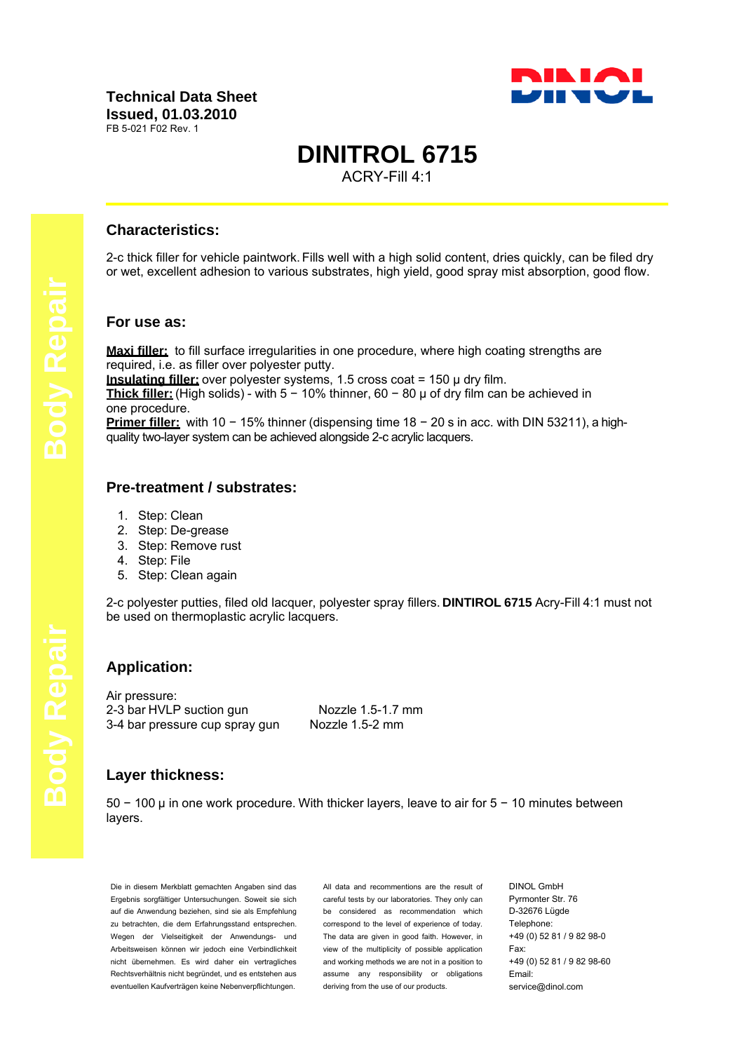**Technical Data Sheet**
**Issued, 01.03.2010**
FB 5-021 F02 Rev. 1

# DINITROL 6715

ACRY-Fill 4:1

## Characteristics:

2-c thick filler for vehicle paintwork. Fills well with a high solid content, dries quickly, can be filed dry or wet, excellent adhesion to various substrates, high yield, good spray mist absorption, good flow.

## For use as:

**Maxi filler:** to fill surface irregularities in one procedure, where high coating strengths are required, i.e. as filler over polyester putty.
**Insulating filler:** over polyester systems, 1.5 cross coat = 150 µ dry film.
**Thick filler:** (High solids) - with 5 − 10% thinner, 60 − 80 µ of dry film can be achieved in one procedure.
**Primer filler:** with 10 − 15% thinner (dispensing time 18 − 20 s in acc. with DIN 53211), a high-quality two-layer system can be achieved alongside 2-c acrylic lacquers.

## Pre-treatment / substrates:

1. Step: Clean
2. Step: De-grease
3. Step: Remove rust
4. Step: File
5. Step: Clean again

2-c polyester putties, filed old lacquer, polyester spray fillers. **DINTIROL 6715** Acry-Fill 4:1 must not be used on thermoplastic acrylic lacquers.

## Application:

Air pressure:

| | |
|---|---|
| 2-3 bar HVLP suction gun | Nozzle 1.5-1.7 mm |
| 3-4 bar pressure cup spray gun | Nozzle 1.5-2 mm |

## Layer thickness:

50 − 100 µ in one work procedure. With thicker layers, leave to air for 5 − 10 minutes between layers.

Die in diesem Merkblatt gemachten Angaben sind das Ergebnis sorgfältiger Untersuchungen. Soweit sie sich auf die Anwendung beziehen, sind sie als Empfehlung zu betrachten, die dem Erfahrungsstand entsprechen. Wegen der Vielseitigkeit der Anwendungs- und Arbeitsweisen können wir jedoch eine Verbindlichkeit nicht übernehmen. Es wird daher ein vertragliches Rechtsverhältnis nicht begründet, und es entstehen aus eventuellen Kaufverträgen keine Nebenverpflichtungen.

All data and recommentions are the result of careful tests by our laboratories. They only can be considered as recommendation which correspond to the level of experience of today. The data are given in good faith. However, in view of the multiplicity of possible application and working methods we are not in a position to assume any responsibility or obligations deriving from the use of our products.

DINOL GmbH
Pyrmonter Str. 76
D-32676 Lügde
Telephone:
+49 (0) 52 81 / 9 82 98-0
Fax:
+49 (0) 52 81 / 9 82 98-60
Email:
service@dinol.com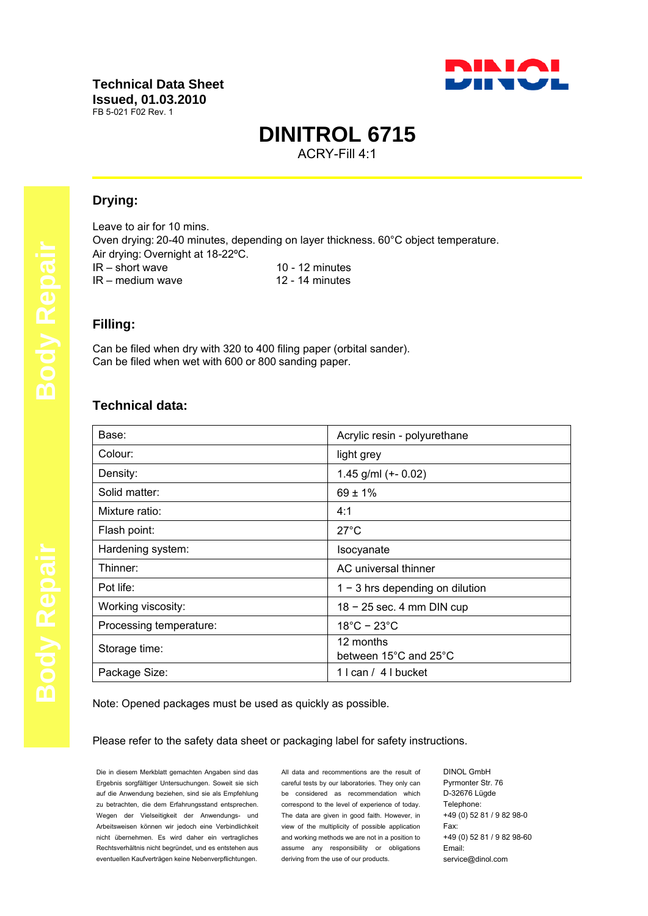# DINITROL 6715

ACRY-Fill 4:1

## Drying:

Leave to air for 10 mins.
Oven drying: 20-40 minutes, depending on layer thickness. 60°C object temperature.
Air drying: Overnight at 18-22ºC.

IR – short wave 10 - 12 minutes
IR – medium wave 12 - 14 minutes

## Filling:

Can be filed when dry with 320 to 400 filing paper (orbital sander).
Can be filed when wet with 600 or 800 sanding paper.

## Technical data:

| | |
|---|---|
| Base: | Acrylic resin - polyurethane |
| Colour: | light grey |
| Density: | 1.45 g/ml (+- 0.02) |
| Solid matter: | 69 ± 1% |
| Mixture ratio: | 4:1 |
| Flash point: | 27°C |
| Hardening system: | Isocyanate |
| Thinner: | AC universal thinner |
| Pot life: | 1 − 3 hrs depending on dilution |
| Working viscosity: | 18 − 25 sec. 4 mm DIN cup |
| Processing temperature: | 18°C − 23°C |
| Storage time: | 12 months between 15°C and 25°C |
| Package Size: | 1 l can / 4 l bucket |

Note: Opened packages must be used as quickly as possible.

Please refer to the safety data sheet or packaging label for safety instructions.

Die in diesem Merkblatt gemachten Angaben sind das Ergebnis sorgfältiger Untersuchungen. Soweit sie sich auf die Anwendung beziehen, sind sie als Empfehlung zu betrachten, die dem Erfahrungsstand entsprechen. Wegen der Vielseitigkeit der Anwendungs- und Arbeitsweisen können wir jedoch eine Verbindlichkeit nicht übernehmen. Es wird daher ein vertragliches Rechtsverhältnis nicht begründet, und es entstehen aus eventuellen Kaufverträgen keine Nebenverpflichtungen.

All data and recommentions are the result of careful tests by our laboratories. They only can be considered as recommendation which correspond to the level of experience of today. The data are given in good faith. However, in view of the multiplicity of possible application and working methods we are not in a position to assume any responsibility or obligations deriving from the use of our products.

DINOL GmbH
Pyrmonter Str. 76
D-32676 Lügde
Telephone:
+49 (0) 52 81 / 9 82 98-0
Fax:
+49 (0) 52 81 / 9 82 98-60
Email:
service@dinol.com